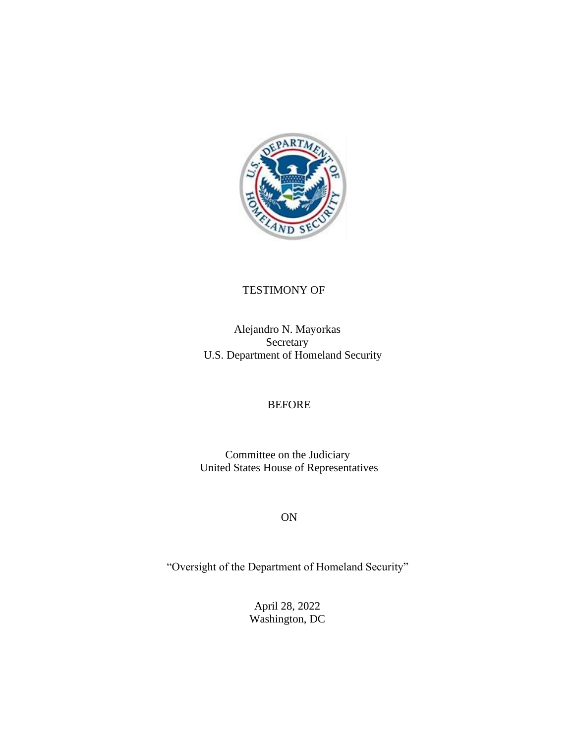TESTIMONY OF

Alejandro N. Mayorkas
Secretary
U.S. Department of Homeland Security

BEFORE

Committee on the Judiciary
United States House of Representatives

ON

"Oversight of the Department of Homeland Security"

April 28, 2022
Washington, DC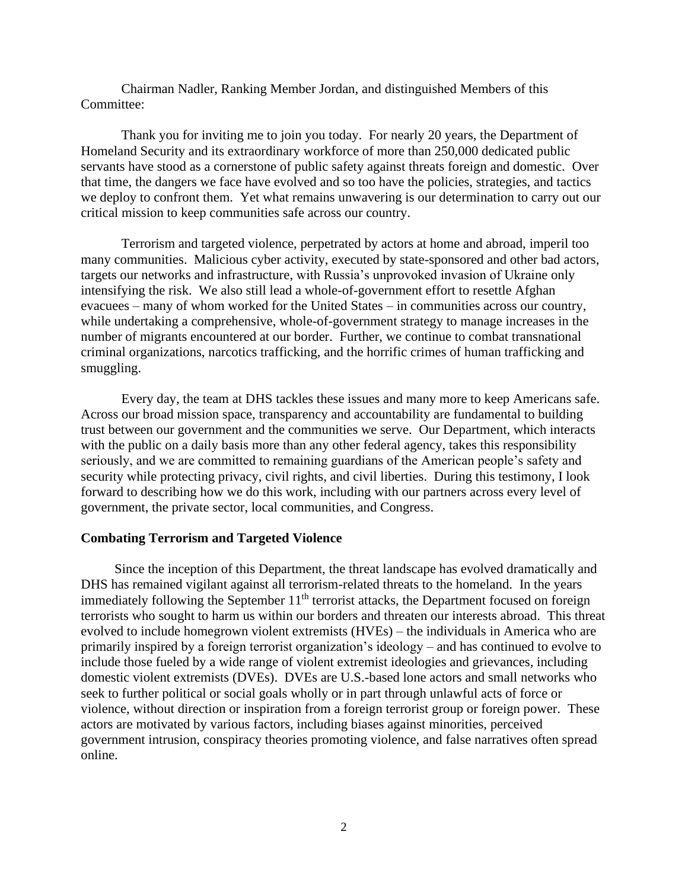Chairman Nadler, Ranking Member Jordan, and distinguished Members of this Committee:

Thank you for inviting me to join you today. For nearly 20 years, the Department of Homeland Security and its extraordinary workforce of more than 250,000 dedicated public servants have stood as a cornerstone of public safety against threats foreign and domestic. Over that time, the dangers we face have evolved and so too have the policies, strategies, and tactics we deploy to confront them. Yet what remains unwavering is our determination to carry out our critical mission to keep communities safe across our country.

Terrorism and targeted violence, perpetrated by actors at home and abroad, imperil too many communities. Malicious cyber activity, executed by state-sponsored and other bad actors, targets our networks and infrastructure, with Russia's unprovoked invasion of Ukraine only intensifying the risk. We also still lead a whole-of-government effort to resettle Afghan evacuees – many of whom worked for the United States – in communities across our country, while undertaking a comprehensive, whole-of-government strategy to manage increases in the number of migrants encountered at our border. Further, we continue to combat transnational criminal organizations, narcotics trafficking, and the horrific crimes of human trafficking and smuggling.

Every day, the team at DHS tackles these issues and many more to keep Americans safe. Across our broad mission space, transparency and accountability are fundamental to building trust between our government and the communities we serve. Our Department, which interacts with the public on a daily basis more than any other federal agency, takes this responsibility seriously, and we are committed to remaining guardians of the American people's safety and security while protecting privacy, civil rights, and civil liberties. During this testimony, I look forward to describing how we do this work, including with our partners across every level of government, the private sector, local communities, and Congress.

**Combating Terrorism and Targeted Violence**

Since the inception of this Department, the threat landscape has evolved dramatically and DHS has remained vigilant against all terrorism-related threats to the homeland. In the years immediately following the September 11th terrorist attacks, the Department focused on foreign terrorists who sought to harm us within our borders and threaten our interests abroad. This threat evolved to include homegrown violent extremists (HVEs) – the individuals in America who are primarily inspired by a foreign terrorist organization's ideology – and has continued to evolve to include those fueled by a wide range of violent extremist ideologies and grievances, including domestic violent extremists (DVEs). DVEs are U.S.-based lone actors and small networks who seek to further political or social goals wholly or in part through unlawful acts of force or violence, without direction or inspiration from a foreign terrorist group or foreign power. These actors are motivated by various factors, including biases against minorities, perceived government intrusion, conspiracy theories promoting violence, and false narratives often spread online.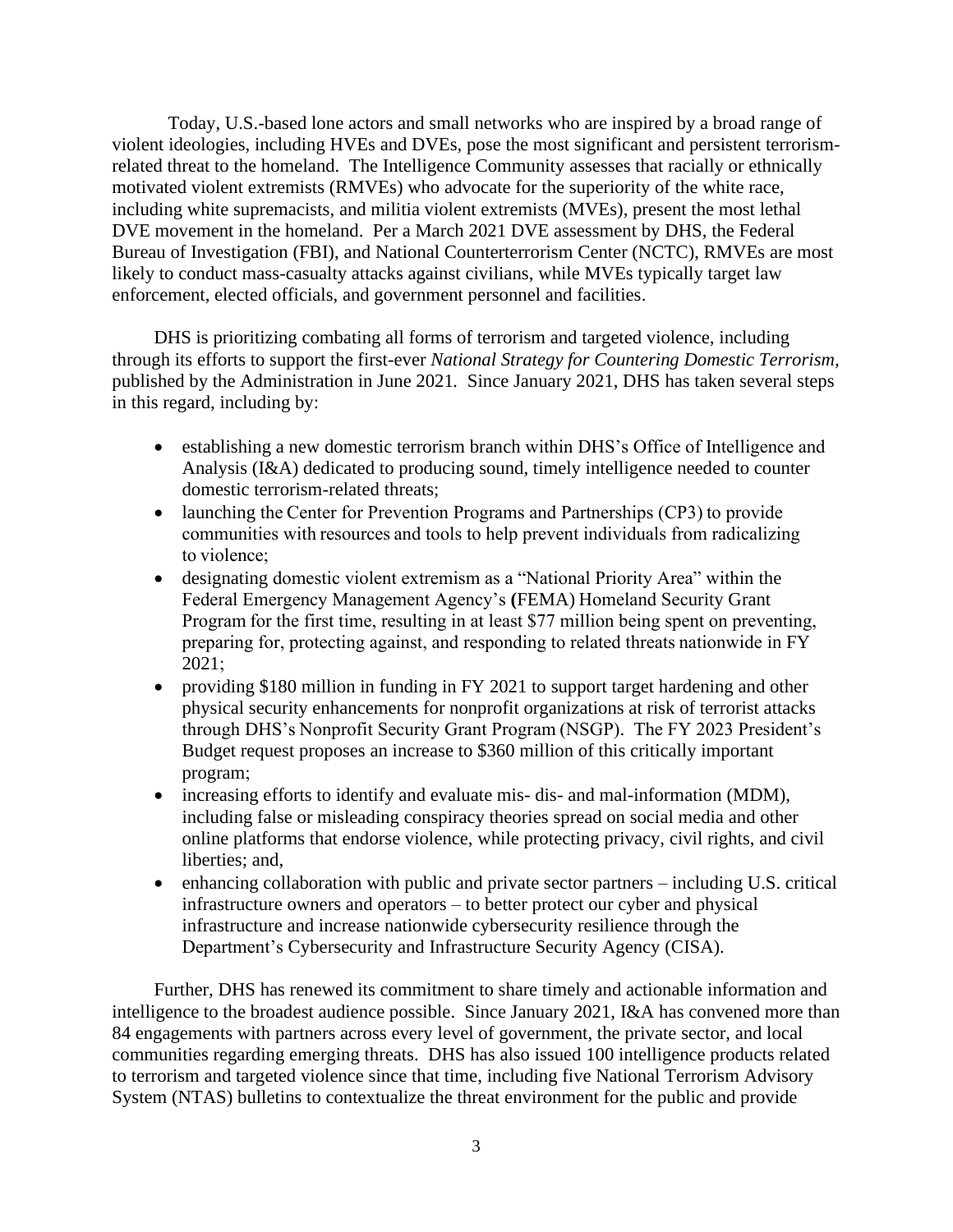Today, U.S.-based lone actors and small networks who are inspired by a broad range of violent ideologies, including HVEs and DVEs, pose the most significant and persistent terrorism-related threat to the homeland. The Intelligence Community assesses that racially or ethnically motivated violent extremists (RMVEs) who advocate for the superiority of the white race, including white supremacists, and militia violent extremists (MVEs), present the most lethal DVE movement in the homeland. Per a March 2021 DVE assessment by DHS, the Federal Bureau of Investigation (FBI), and National Counterterrorism Center (NCTC), RMVEs are most likely to conduct mass-casualty attacks against civilians, while MVEs typically target law enforcement, elected officials, and government personnel and facilities.

DHS is prioritizing combating all forms of terrorism and targeted violence, including through its efforts to support the first-ever *National Strategy for Countering Domestic Terrorism,* published by the Administration in June 2021. Since January 2021, DHS has taken several steps in this regard, including by:

- establishing a new domestic terrorism branch within DHS's Office of Intelligence and Analysis (I&A) dedicated to producing sound, timely intelligence needed to counter domestic terrorism-related threats;
- launching the Center for Prevention Programs and Partnerships (CP3) to provide communities with resources and tools to help prevent individuals from radicalizing to violence;
- designating domestic violent extremism as a "National Priority Area" within the Federal Emergency Management Agency's (FEMA) Homeland Security Grant Program for the first time, resulting in at least $77 million being spent on preventing, preparing for, protecting against, and responding to related threats nationwide in FY 2021;
- providing $180 million in funding in FY 2021 to support target hardening and other physical security enhancements for nonprofit organizations at risk of terrorist attacks through DHS's Nonprofit Security Grant Program (NSGP). The FY 2023 President's Budget request proposes an increase to $360 million of this critically important program;
- increasing efforts to identify and evaluate mis- dis- and mal-information (MDM), including false or misleading conspiracy theories spread on social media and other online platforms that endorse violence, while protecting privacy, civil rights, and civil liberties; and,
- enhancing collaboration with public and private sector partners – including U.S. critical infrastructure owners and operators – to better protect our cyber and physical infrastructure and increase nationwide cybersecurity resilience through the Department's Cybersecurity and Infrastructure Security Agency (CISA).

Further, DHS has renewed its commitment to share timely and actionable information and intelligence to the broadest audience possible. Since January 2021, I&A has convened more than 84 engagements with partners across every level of government, the private sector, and local communities regarding emerging threats. DHS has also issued 100 intelligence products related to terrorism and targeted violence since that time, including five National Terrorism Advisory System (NTAS) bulletins to contextualize the threat environment for the public and provide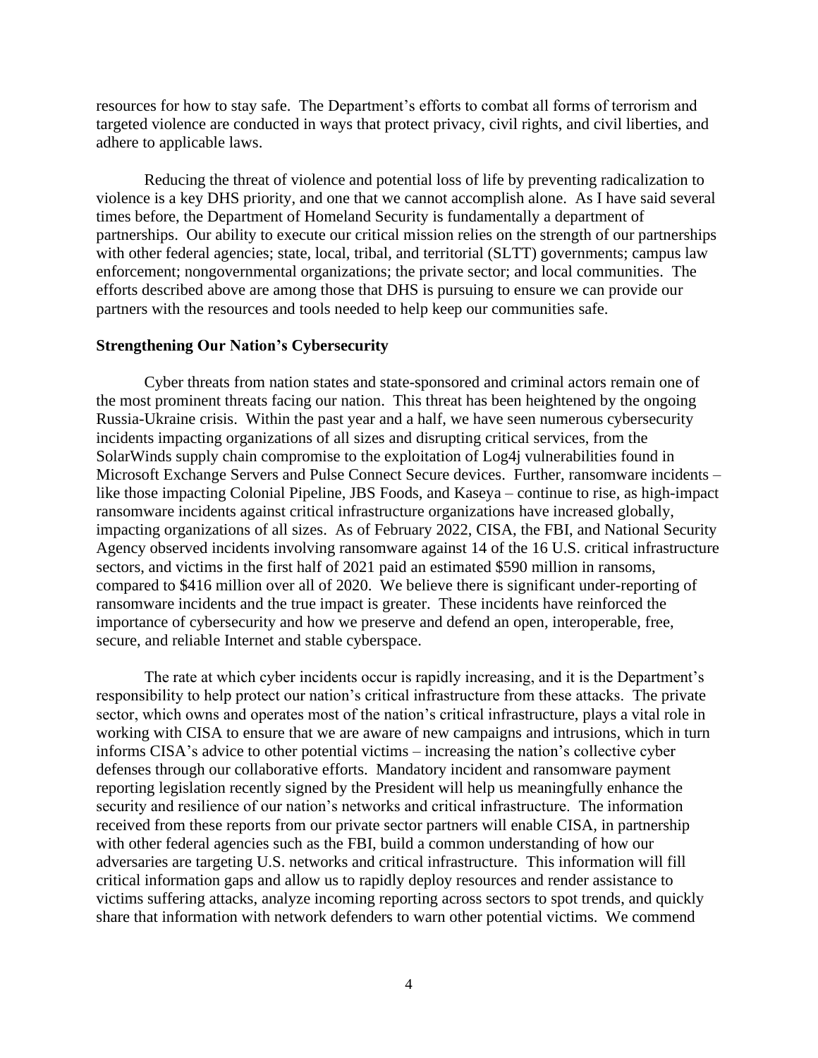resources for how to stay safe. The Department's efforts to combat all forms of terrorism and targeted violence are conducted in ways that protect privacy, civil rights, and civil liberties, and adhere to applicable laws.

Reducing the threat of violence and potential loss of life by preventing radicalization to violence is a key DHS priority, and one that we cannot accomplish alone. As I have said several times before, the Department of Homeland Security is fundamentally a department of partnerships. Our ability to execute our critical mission relies on the strength of our partnerships with other federal agencies; state, local, tribal, and territorial (SLTT) governments; campus law enforcement; nongovernmental organizations; the private sector; and local communities. The efforts described above are among those that DHS is pursuing to ensure we can provide our partners with the resources and tools needed to help keep our communities safe.

**Strengthening Our Nation's Cybersecurity**

Cyber threats from nation states and state-sponsored and criminal actors remain one of the most prominent threats facing our nation. This threat has been heightened by the ongoing Russia-Ukraine crisis. Within the past year and a half, we have seen numerous cybersecurity incidents impacting organizations of all sizes and disrupting critical services, from the SolarWinds supply chain compromise to the exploitation of Log4j vulnerabilities found in Microsoft Exchange Servers and Pulse Connect Secure devices. Further, ransomware incidents – like those impacting Colonial Pipeline, JBS Foods, and Kaseya – continue to rise, as high-impact ransomware incidents against critical infrastructure organizations have increased globally, impacting organizations of all sizes. As of February 2022, CISA, the FBI, and National Security Agency observed incidents involving ransomware against 14 of the 16 U.S. critical infrastructure sectors, and victims in the first half of 2021 paid an estimated $590 million in ransoms, compared to $416 million over all of 2020. We believe there is significant under-reporting of ransomware incidents and the true impact is greater. These incidents have reinforced the importance of cybersecurity and how we preserve and defend an open, interoperable, free, secure, and reliable Internet and stable cyberspace.

The rate at which cyber incidents occur is rapidly increasing, and it is the Department's responsibility to help protect our nation's critical infrastructure from these attacks. The private sector, which owns and operates most of the nation's critical infrastructure, plays a vital role in working with CISA to ensure that we are aware of new campaigns and intrusions, which in turn informs CISA's advice to other potential victims – increasing the nation's collective cyber defenses through our collaborative efforts. Mandatory incident and ransomware payment reporting legislation recently signed by the President will help us meaningfully enhance the security and resilience of our nation's networks and critical infrastructure. The information received from these reports from our private sector partners will enable CISA, in partnership with other federal agencies such as the FBI, build a common understanding of how our adversaries are targeting U.S. networks and critical infrastructure. This information will fill critical information gaps and allow us to rapidly deploy resources and render assistance to victims suffering attacks, analyze incoming reporting across sectors to spot trends, and quickly share that information with network defenders to warn other potential victims. We commend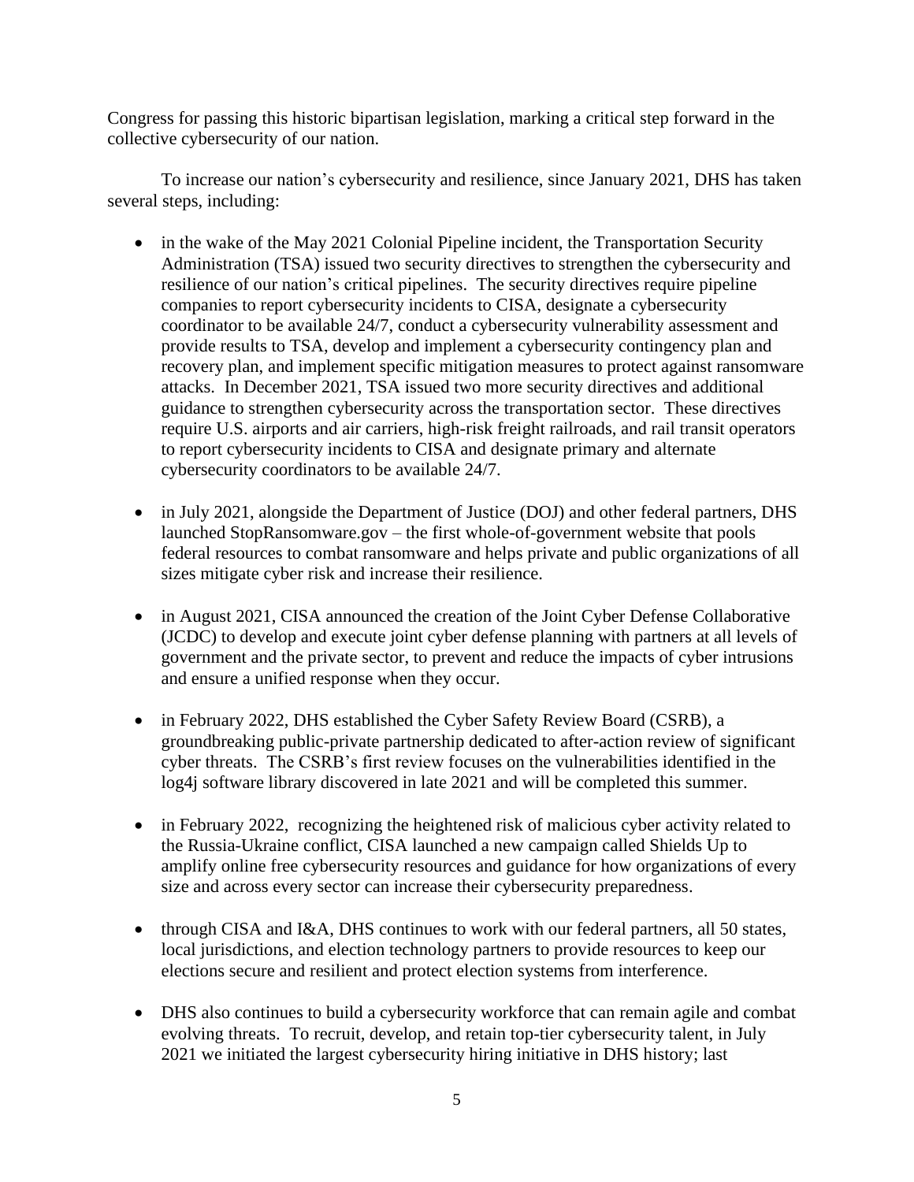Congress for passing this historic bipartisan legislation, marking a critical step forward in the collective cybersecurity of our nation.

To increase our nation's cybersecurity and resilience, since January 2021, DHS has taken several steps, including:

- in the wake of the May 2021 Colonial Pipeline incident, the Transportation Security Administration (TSA) issued two security directives to strengthen the cybersecurity and resilience of our nation's critical pipelines. The security directives require pipeline companies to report cybersecurity incidents to CISA, designate a cybersecurity coordinator to be available 24/7, conduct a cybersecurity vulnerability assessment and provide results to TSA, develop and implement a cybersecurity contingency plan and recovery plan, and implement specific mitigation measures to protect against ransomware attacks. In December 2021, TSA issued two more security directives and additional guidance to strengthen cybersecurity across the transportation sector. These directives require U.S. airports and air carriers, high-risk freight railroads, and rail transit operators to report cybersecurity incidents to CISA and designate primary and alternate cybersecurity coordinators to be available 24/7.

- in July 2021, alongside the Department of Justice (DOJ) and other federal partners, DHS launched StopRansomware.gov – the first whole-of-government website that pools federal resources to combat ransomware and helps private and public organizations of all sizes mitigate cyber risk and increase their resilience.

- in August 2021, CISA announced the creation of the Joint Cyber Defense Collaborative (JCDC) to develop and execute joint cyber defense planning with partners at all levels of government and the private sector, to prevent and reduce the impacts of cyber intrusions and ensure a unified response when they occur.

- in February 2022, DHS established the Cyber Safety Review Board (CSRB), a groundbreaking public-private partnership dedicated to after-action review of significant cyber threats. The CSRB's first review focuses on the vulnerabilities identified in the log4j software library discovered in late 2021 and will be completed this summer.

- in February 2022, recognizing the heightened risk of malicious cyber activity related to the Russia-Ukraine conflict, CISA launched a new campaign called Shields Up to amplify online free cybersecurity resources and guidance for how organizations of every size and across every sector can increase their cybersecurity preparedness.

- through CISA and I&A, DHS continues to work with our federal partners, all 50 states, local jurisdictions, and election technology partners to provide resources to keep our elections secure and resilient and protect election systems from interference.

- DHS also continues to build a cybersecurity workforce that can remain agile and combat evolving threats. To recruit, develop, and retain top-tier cybersecurity talent, in July 2021 we initiated the largest cybersecurity hiring initiative in DHS history; last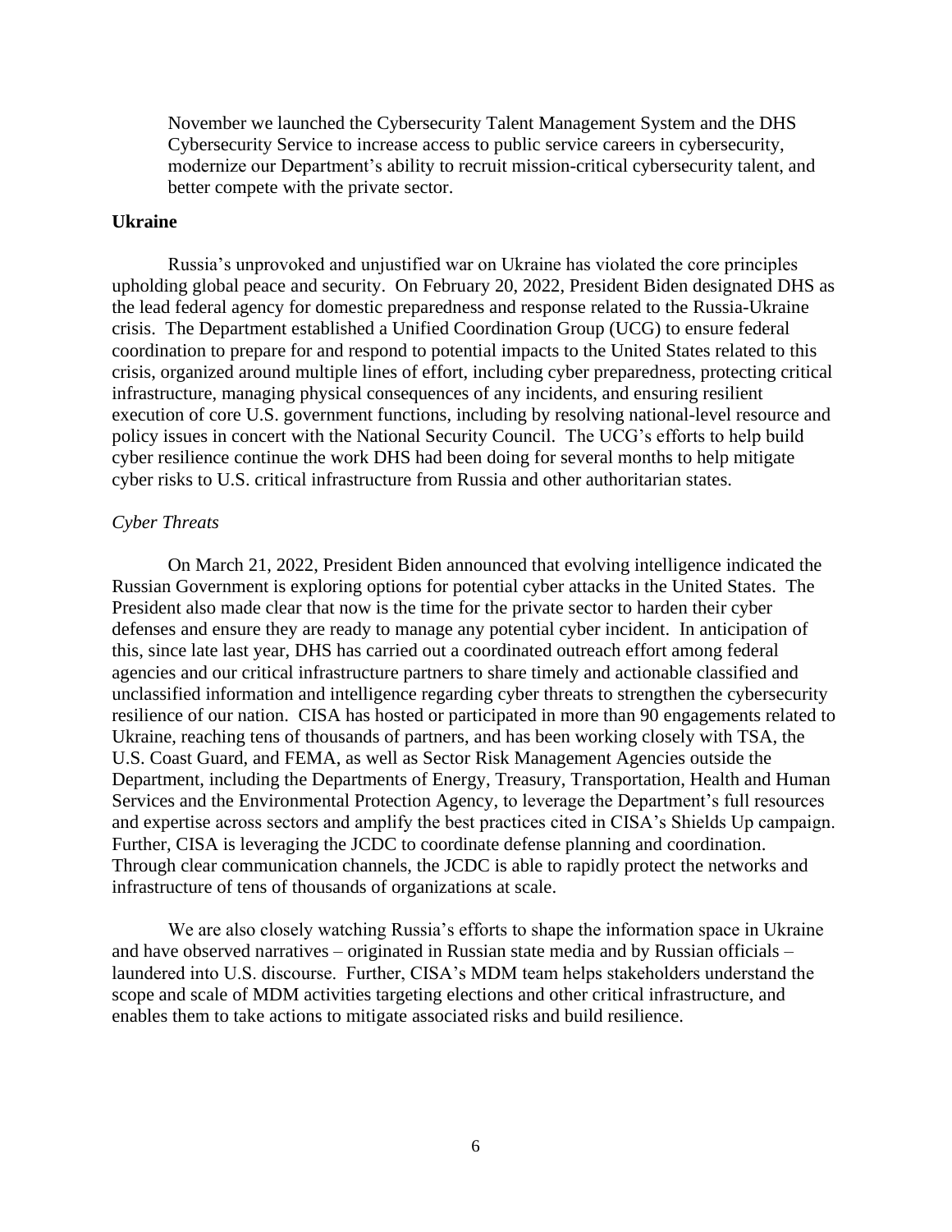November we launched the Cybersecurity Talent Management System and the DHS Cybersecurity Service to increase access to public service careers in cybersecurity, modernize our Department's ability to recruit mission-critical cybersecurity talent, and better compete with the private sector.

**Ukraine**

Russia's unprovoked and unjustified war on Ukraine has violated the core principles upholding global peace and security. On February 20, 2022, President Biden designated DHS as the lead federal agency for domestic preparedness and response related to the Russia-Ukraine crisis. The Department established a Unified Coordination Group (UCG) to ensure federal coordination to prepare for and respond to potential impacts to the United States related to this crisis, organized around multiple lines of effort, including cyber preparedness, protecting critical infrastructure, managing physical consequences of any incidents, and ensuring resilient execution of core U.S. government functions, including by resolving national-level resource and policy issues in concert with the National Security Council. The UCG's efforts to help build cyber resilience continue the work DHS had been doing for several months to help mitigate cyber risks to U.S. critical infrastructure from Russia and other authoritarian states.

*Cyber Threats*

On March 21, 2022, President Biden announced that evolving intelligence indicated the Russian Government is exploring options for potential cyber attacks in the United States. The President also made clear that now is the time for the private sector to harden their cyber defenses and ensure they are ready to manage any potential cyber incident. In anticipation of this, since late last year, DHS has carried out a coordinated outreach effort among federal agencies and our critical infrastructure partners to share timely and actionable classified and unclassified information and intelligence regarding cyber threats to strengthen the cybersecurity resilience of our nation. CISA has hosted or participated in more than 90 engagements related to Ukraine, reaching tens of thousands of partners, and has been working closely with TSA, the U.S. Coast Guard, and FEMA, as well as Sector Risk Management Agencies outside the Department, including the Departments of Energy, Treasury, Transportation, Health and Human Services and the Environmental Protection Agency, to leverage the Department's full resources and expertise across sectors and amplify the best practices cited in CISA's Shields Up campaign. Further, CISA is leveraging the JCDC to coordinate defense planning and coordination. Through clear communication channels, the JCDC is able to rapidly protect the networks and infrastructure of tens of thousands of organizations at scale.

We are also closely watching Russia's efforts to shape the information space in Ukraine and have observed narratives – originated in Russian state media and by Russian officials – laundered into U.S. discourse. Further, CISA's MDM team helps stakeholders understand the scope and scale of MDM activities targeting elections and other critical infrastructure, and enables them to take actions to mitigate associated risks and build resilience.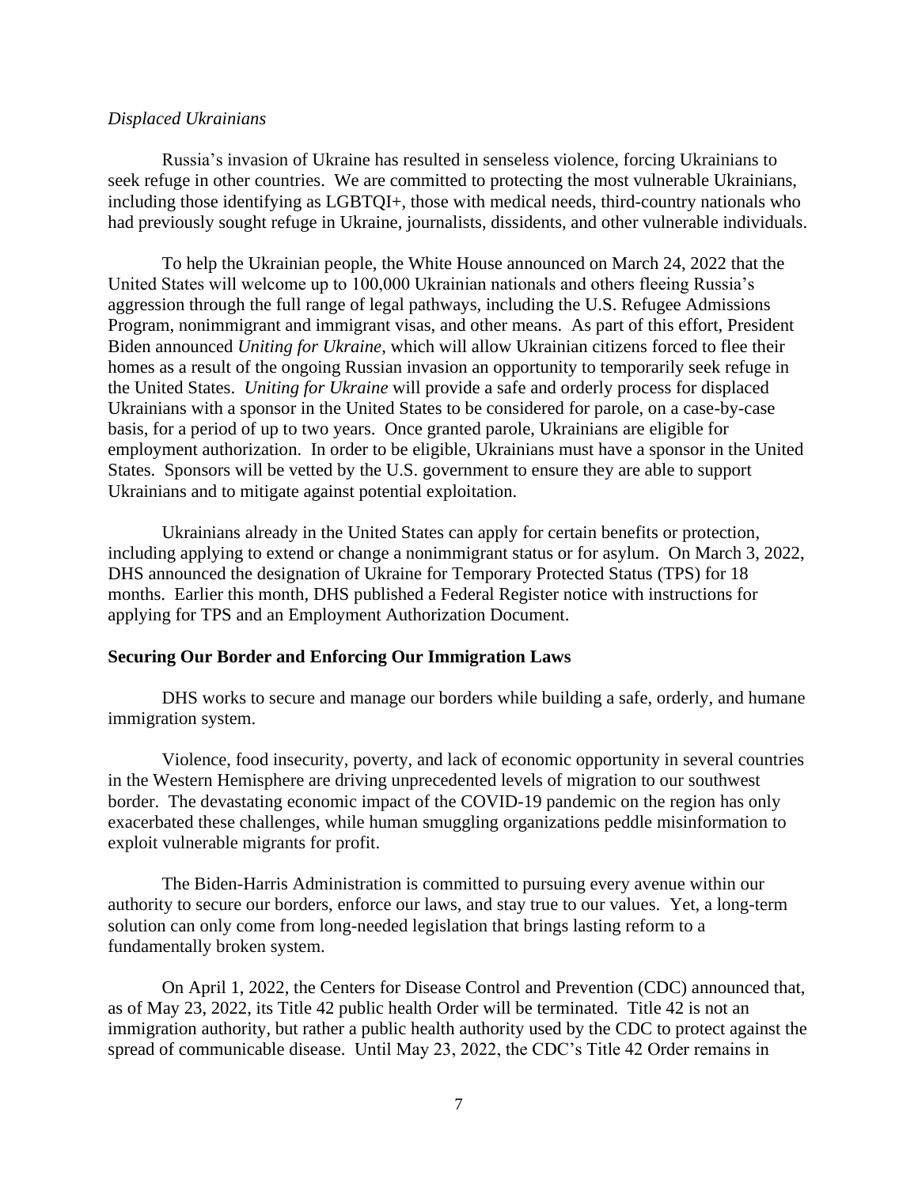*Displaced Ukrainians*

Russia's invasion of Ukraine has resulted in senseless violence, forcing Ukrainians to seek refuge in other countries. We are committed to protecting the most vulnerable Ukrainians, including those identifying as LGBTQI+, those with medical needs, third-country nationals who had previously sought refuge in Ukraine, journalists, dissidents, and other vulnerable individuals.

To help the Ukrainian people, the White House announced on March 24, 2022 that the United States will welcome up to 100,000 Ukrainian nationals and others fleeing Russia's aggression through the full range of legal pathways, including the U.S. Refugee Admissions Program, nonimmigrant and immigrant visas, and other means. As part of this effort, President Biden announced *Uniting for Ukraine*, which will allow Ukrainian citizens forced to flee their homes as a result of the ongoing Russian invasion an opportunity to temporarily seek refuge in the United States. *Uniting for Ukraine* will provide a safe and orderly process for displaced Ukrainians with a sponsor in the United States to be considered for parole, on a case-by-case basis, for a period of up to two years. Once granted parole, Ukrainians are eligible for employment authorization. In order to be eligible, Ukrainians must have a sponsor in the United States. Sponsors will be vetted by the U.S. government to ensure they are able to support Ukrainians and to mitigate against potential exploitation.

Ukrainians already in the United States can apply for certain benefits or protection, including applying to extend or change a nonimmigrant status or for asylum. On March 3, 2022, DHS announced the designation of Ukraine for Temporary Protected Status (TPS) for 18 months. Earlier this month, DHS published a Federal Register notice with instructions for applying for TPS and an Employment Authorization Document.

**Securing Our Border and Enforcing Our Immigration Laws**

DHS works to secure and manage our borders while building a safe, orderly, and humane immigration system.

Violence, food insecurity, poverty, and lack of economic opportunity in several countries in the Western Hemisphere are driving unprecedented levels of migration to our southwest border. The devastating economic impact of the COVID-19 pandemic on the region has only exacerbated these challenges, while human smuggling organizations peddle misinformation to exploit vulnerable migrants for profit.

The Biden-Harris Administration is committed to pursuing every avenue within our authority to secure our borders, enforce our laws, and stay true to our values. Yet, a long-term solution can only come from long-needed legislation that brings lasting reform to a fundamentally broken system.

On April 1, 2022, the Centers for Disease Control and Prevention (CDC) announced that, as of May 23, 2022, its Title 42 public health Order will be terminated. Title 42 is not an immigration authority, but rather a public health authority used by the CDC to protect against the spread of communicable disease. Until May 23, 2022, the CDC's Title 42 Order remains in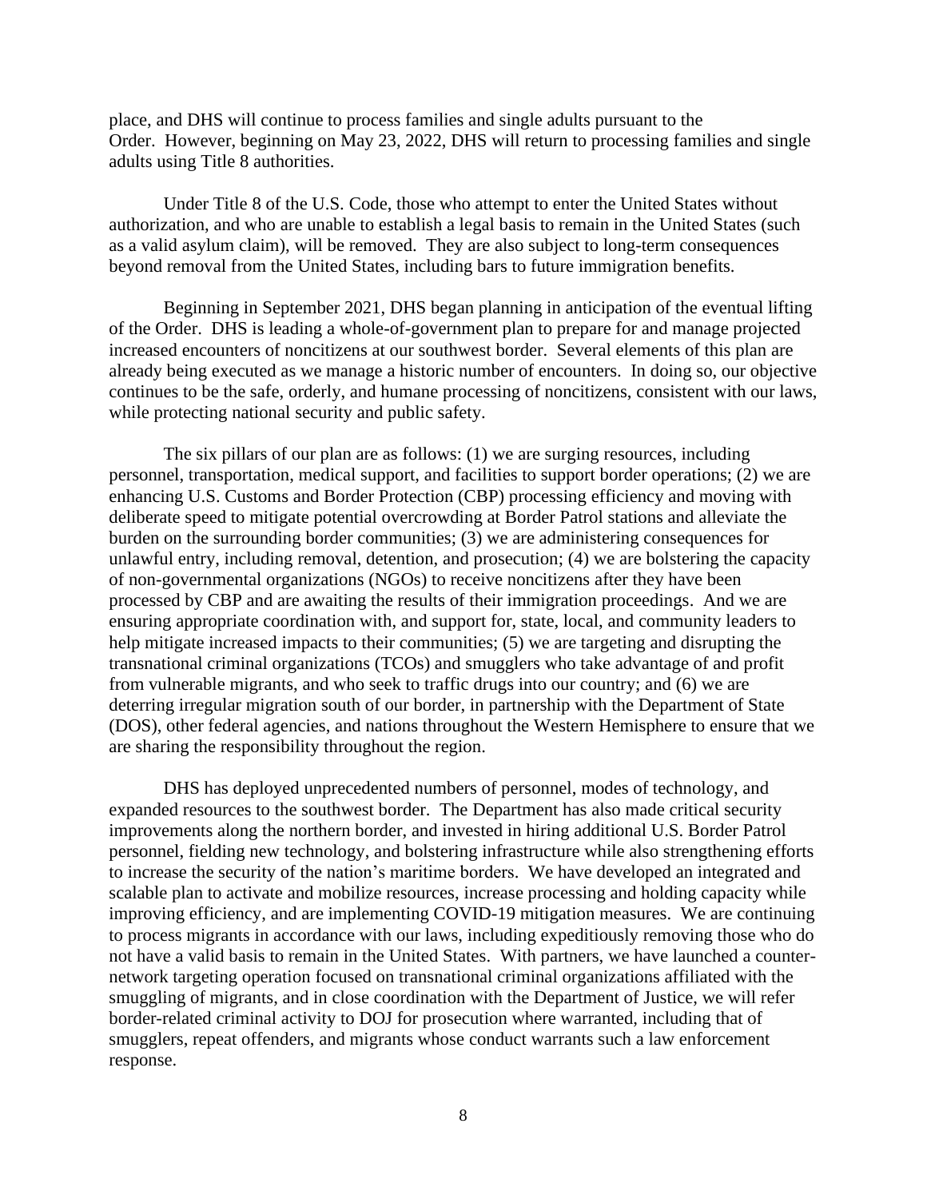place, and DHS will continue to process families and single adults pursuant to the Order. However, beginning on May 23, 2022, DHS will return to processing families and single adults using Title 8 authorities.

Under Title 8 of the U.S. Code, those who attempt to enter the United States without authorization, and who are unable to establish a legal basis to remain in the United States (such as a valid asylum claim), will be removed. They are also subject to long-term consequences beyond removal from the United States, including bars to future immigration benefits.

Beginning in September 2021, DHS began planning in anticipation of the eventual lifting of the Order. DHS is leading a whole-of-government plan to prepare for and manage projected increased encounters of noncitizens at our southwest border. Several elements of this plan are already being executed as we manage a historic number of encounters. In doing so, our objective continues to be the safe, orderly, and humane processing of noncitizens, consistent with our laws, while protecting national security and public safety.

The six pillars of our plan are as follows: (1) we are surging resources, including personnel, transportation, medical support, and facilities to support border operations; (2) we are enhancing U.S. Customs and Border Protection (CBP) processing efficiency and moving with deliberate speed to mitigate potential overcrowding at Border Patrol stations and alleviate the burden on the surrounding border communities; (3) we are administering consequences for unlawful entry, including removal, detention, and prosecution; (4) we are bolstering the capacity of non-governmental organizations (NGOs) to receive noncitizens after they have been processed by CBP and are awaiting the results of their immigration proceedings. And we are ensuring appropriate coordination with, and support for, state, local, and community leaders to help mitigate increased impacts to their communities; (5) we are targeting and disrupting the transnational criminal organizations (TCOs) and smugglers who take advantage of and profit from vulnerable migrants, and who seek to traffic drugs into our country; and (6) we are deterring irregular migration south of our border, in partnership with the Department of State (DOS), other federal agencies, and nations throughout the Western Hemisphere to ensure that we are sharing the responsibility throughout the region.

DHS has deployed unprecedented numbers of personnel, modes of technology, and expanded resources to the southwest border. The Department has also made critical security improvements along the northern border, and invested in hiring additional U.S. Border Patrol personnel, fielding new technology, and bolstering infrastructure while also strengthening efforts to increase the security of the nation's maritime borders. We have developed an integrated and scalable plan to activate and mobilize resources, increase processing and holding capacity while improving efficiency, and are implementing COVID-19 mitigation measures. We are continuing to process migrants in accordance with our laws, including expeditiously removing those who do not have a valid basis to remain in the United States. With partners, we have launched a counter-network targeting operation focused on transnational criminal organizations affiliated with the smuggling of migrants, and in close coordination with the Department of Justice, we will refer border-related criminal activity to DOJ for prosecution where warranted, including that of smugglers, repeat offenders, and migrants whose conduct warrants such a law enforcement response.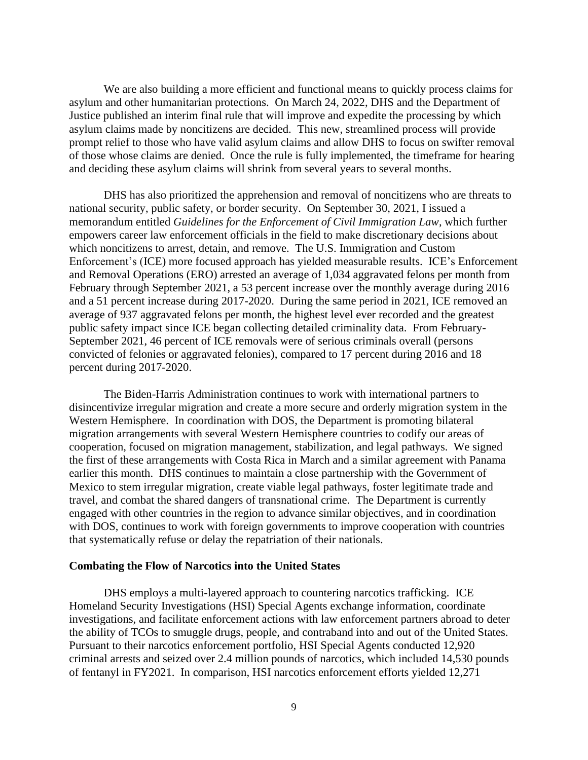We are also building a more efficient and functional means to quickly process claims for asylum and other humanitarian protections. On March 24, 2022, DHS and the Department of Justice published an interim final rule that will improve and expedite the processing by which asylum claims made by noncitizens are decided. This new, streamlined process will provide prompt relief to those who have valid asylum claims and allow DHS to focus on swifter removal of those whose claims are denied. Once the rule is fully implemented, the timeframe for hearing and deciding these asylum claims will shrink from several years to several months.

DHS has also prioritized the apprehension and removal of noncitizens who are threats to national security, public safety, or border security. On September 30, 2021, I issued a memorandum entitled *Guidelines for the Enforcement of Civil Immigration Law*, which further empowers career law enforcement officials in the field to make discretionary decisions about which noncitizens to arrest, detain, and remove. The U.S. Immigration and Custom Enforcement's (ICE) more focused approach has yielded measurable results. ICE's Enforcement and Removal Operations (ERO) arrested an average of 1,034 aggravated felons per month from February through September 2021, a 53 percent increase over the monthly average during 2016 and a 51 percent increase during 2017-2020. During the same period in 2021, ICE removed an average of 937 aggravated felons per month, the highest level ever recorded and the greatest public safety impact since ICE began collecting detailed criminality data. From February-September 2021, 46 percent of ICE removals were of serious criminals overall (persons convicted of felonies or aggravated felonies), compared to 17 percent during 2016 and 18 percent during 2017-2020.

The Biden-Harris Administration continues to work with international partners to disincentivize irregular migration and create a more secure and orderly migration system in the Western Hemisphere. In coordination with DOS, the Department is promoting bilateral migration arrangements with several Western Hemisphere countries to codify our areas of cooperation, focused on migration management, stabilization, and legal pathways. We signed the first of these arrangements with Costa Rica in March and a similar agreement with Panama earlier this month. DHS continues to maintain a close partnership with the Government of Mexico to stem irregular migration, create viable legal pathways, foster legitimate trade and travel, and combat the shared dangers of transnational crime. The Department is currently engaged with other countries in the region to advance similar objectives, and in coordination with DOS, continues to work with foreign governments to improve cooperation with countries that systematically refuse or delay the repatriation of their nationals.

**Combating the Flow of Narcotics into the United States**

DHS employs a multi-layered approach to countering narcotics trafficking. ICE Homeland Security Investigations (HSI) Special Agents exchange information, coordinate investigations, and facilitate enforcement actions with law enforcement partners abroad to deter the ability of TCOs to smuggle drugs, people, and contraband into and out of the United States. Pursuant to their narcotics enforcement portfolio, HSI Special Agents conducted 12,920 criminal arrests and seized over 2.4 million pounds of narcotics, which included 14,530 pounds of fentanyl in FY2021. In comparison, HSI narcotics enforcement efforts yielded 12,271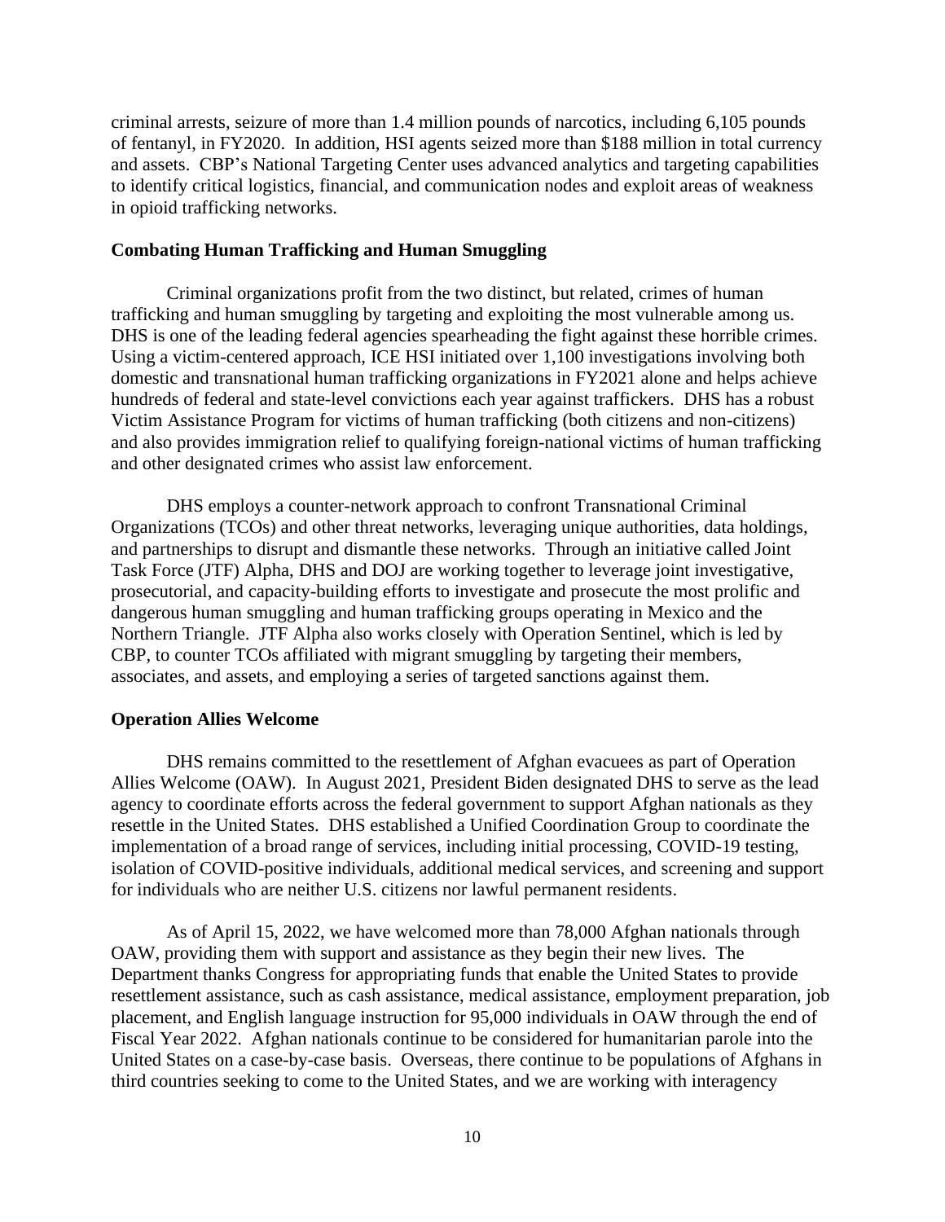criminal arrests, seizure of more than 1.4 million pounds of narcotics, including 6,105 pounds of fentanyl, in FY2020. In addition, HSI agents seized more than $188 million in total currency and assets. CBP's National Targeting Center uses advanced analytics and targeting capabilities to identify critical logistics, financial, and communication nodes and exploit areas of weakness in opioid trafficking networks.

**Combating Human Trafficking and Human Smuggling**

Criminal organizations profit from the two distinct, but related, crimes of human trafficking and human smuggling by targeting and exploiting the most vulnerable among us. DHS is one of the leading federal agencies spearheading the fight against these horrible crimes. Using a victim-centered approach, ICE HSI initiated over 1,100 investigations involving both domestic and transnational human trafficking organizations in FY2021 alone and helps achieve hundreds of federal and state-level convictions each year against traffickers. DHS has a robust Victim Assistance Program for victims of human trafficking (both citizens and non-citizens) and also provides immigration relief to qualifying foreign-national victims of human trafficking and other designated crimes who assist law enforcement.

DHS employs a counter-network approach to confront Transnational Criminal Organizations (TCOs) and other threat networks, leveraging unique authorities, data holdings, and partnerships to disrupt and dismantle these networks. Through an initiative called Joint Task Force (JTF) Alpha, DHS and DOJ are working together to leverage joint investigative, prosecutorial, and capacity-building efforts to investigate and prosecute the most prolific and dangerous human smuggling and human trafficking groups operating in Mexico and the Northern Triangle. JTF Alpha also works closely with Operation Sentinel, which is led by CBP, to counter TCOs affiliated with migrant smuggling by targeting their members, associates, and assets, and employing a series of targeted sanctions against them.

**Operation Allies Welcome**

DHS remains committed to the resettlement of Afghan evacuees as part of Operation Allies Welcome (OAW). In August 2021, President Biden designated DHS to serve as the lead agency to coordinate efforts across the federal government to support Afghan nationals as they resettle in the United States. DHS established a Unified Coordination Group to coordinate the implementation of a broad range of services, including initial processing, COVID-19 testing, isolation of COVID-positive individuals, additional medical services, and screening and support for individuals who are neither U.S. citizens nor lawful permanent residents.

As of April 15, 2022, we have welcomed more than 78,000 Afghan nationals through OAW, providing them with support and assistance as they begin their new lives. The Department thanks Congress for appropriating funds that enable the United States to provide resettlement assistance, such as cash assistance, medical assistance, employment preparation, job placement, and English language instruction for 95,000 individuals in OAW through the end of Fiscal Year 2022. Afghan nationals continue to be considered for humanitarian parole into the United States on a case-by-case basis. Overseas, there continue to be populations of Afghans in third countries seeking to come to the United States, and we are working with interagency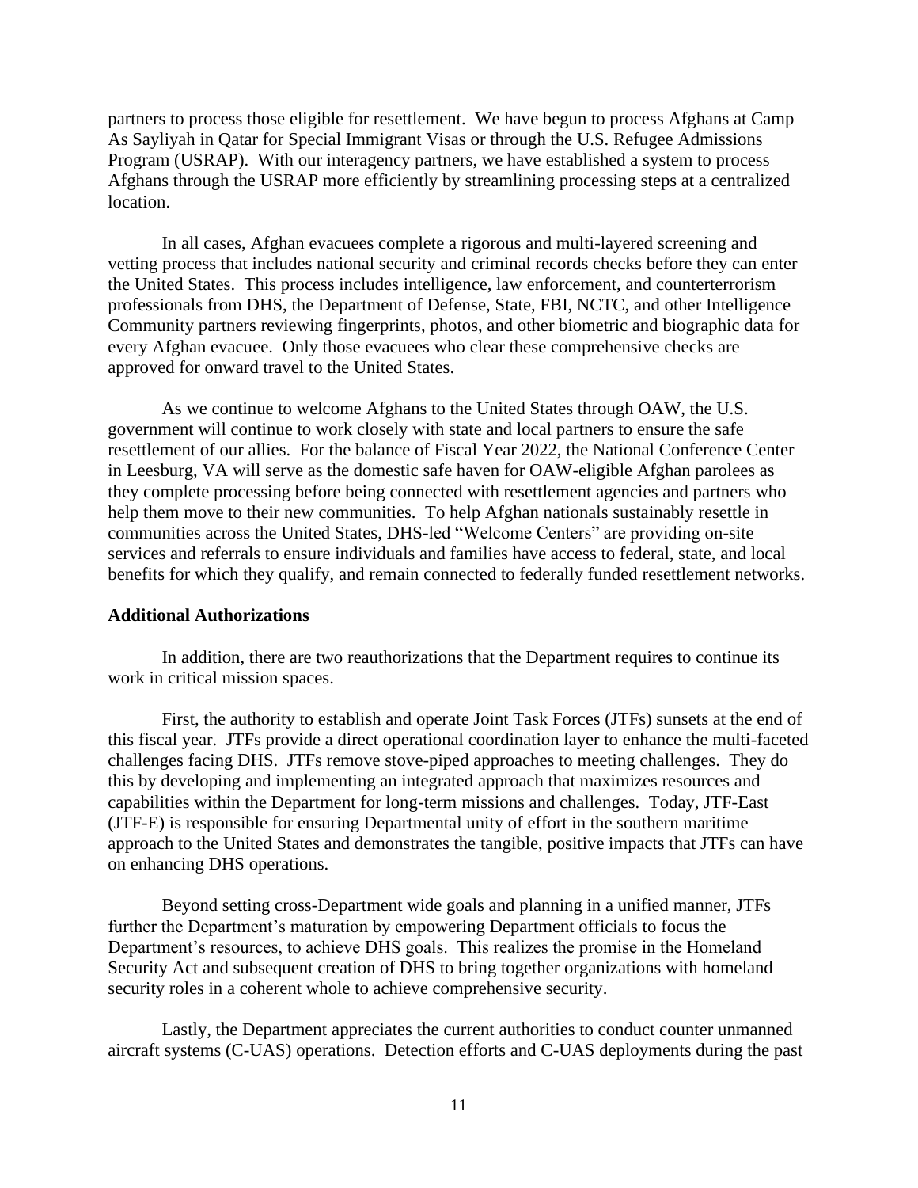partners to process those eligible for resettlement. We have begun to process Afghans at Camp As Sayliyah in Qatar for Special Immigrant Visas or through the U.S. Refugee Admissions Program (USRAP). With our interagency partners, we have established a system to process Afghans through the USRAP more efficiently by streamlining processing steps at a centralized location.

In all cases, Afghan evacuees complete a rigorous and multi-layered screening and vetting process that includes national security and criminal records checks before they can enter the United States. This process includes intelligence, law enforcement, and counterterrorism professionals from DHS, the Department of Defense, State, FBI, NCTC, and other Intelligence Community partners reviewing fingerprints, photos, and other biometric and biographic data for every Afghan evacuee. Only those evacuees who clear these comprehensive checks are approved for onward travel to the United States.

As we continue to welcome Afghans to the United States through OAW, the U.S. government will continue to work closely with state and local partners to ensure the safe resettlement of our allies. For the balance of Fiscal Year 2022, the National Conference Center in Leesburg, VA will serve as the domestic safe haven for OAW-eligible Afghan parolees as they complete processing before being connected with resettlement agencies and partners who help them move to their new communities. To help Afghan nationals sustainably resettle in communities across the United States, DHS-led "Welcome Centers" are providing on-site services and referrals to ensure individuals and families have access to federal, state, and local benefits for which they qualify, and remain connected to federally funded resettlement networks.

**Additional Authorizations**

In addition, there are two reauthorizations that the Department requires to continue its work in critical mission spaces.

First, the authority to establish and operate Joint Task Forces (JTFs) sunsets at the end of this fiscal year. JTFs provide a direct operational coordination layer to enhance the multi-faceted challenges facing DHS. JTFs remove stove-piped approaches to meeting challenges. They do this by developing and implementing an integrated approach that maximizes resources and capabilities within the Department for long-term missions and challenges. Today, JTF-East (JTF-E) is responsible for ensuring Departmental unity of effort in the southern maritime approach to the United States and demonstrates the tangible, positive impacts that JTFs can have on enhancing DHS operations.

Beyond setting cross-Department wide goals and planning in a unified manner, JTFs further the Department's maturation by empowering Department officials to focus the Department's resources, to achieve DHS goals. This realizes the promise in the Homeland Security Act and subsequent creation of DHS to bring together organizations with homeland security roles in a coherent whole to achieve comprehensive security.

Lastly, the Department appreciates the current authorities to conduct counter unmanned aircraft systems (C-UAS) operations. Detection efforts and C-UAS deployments during the past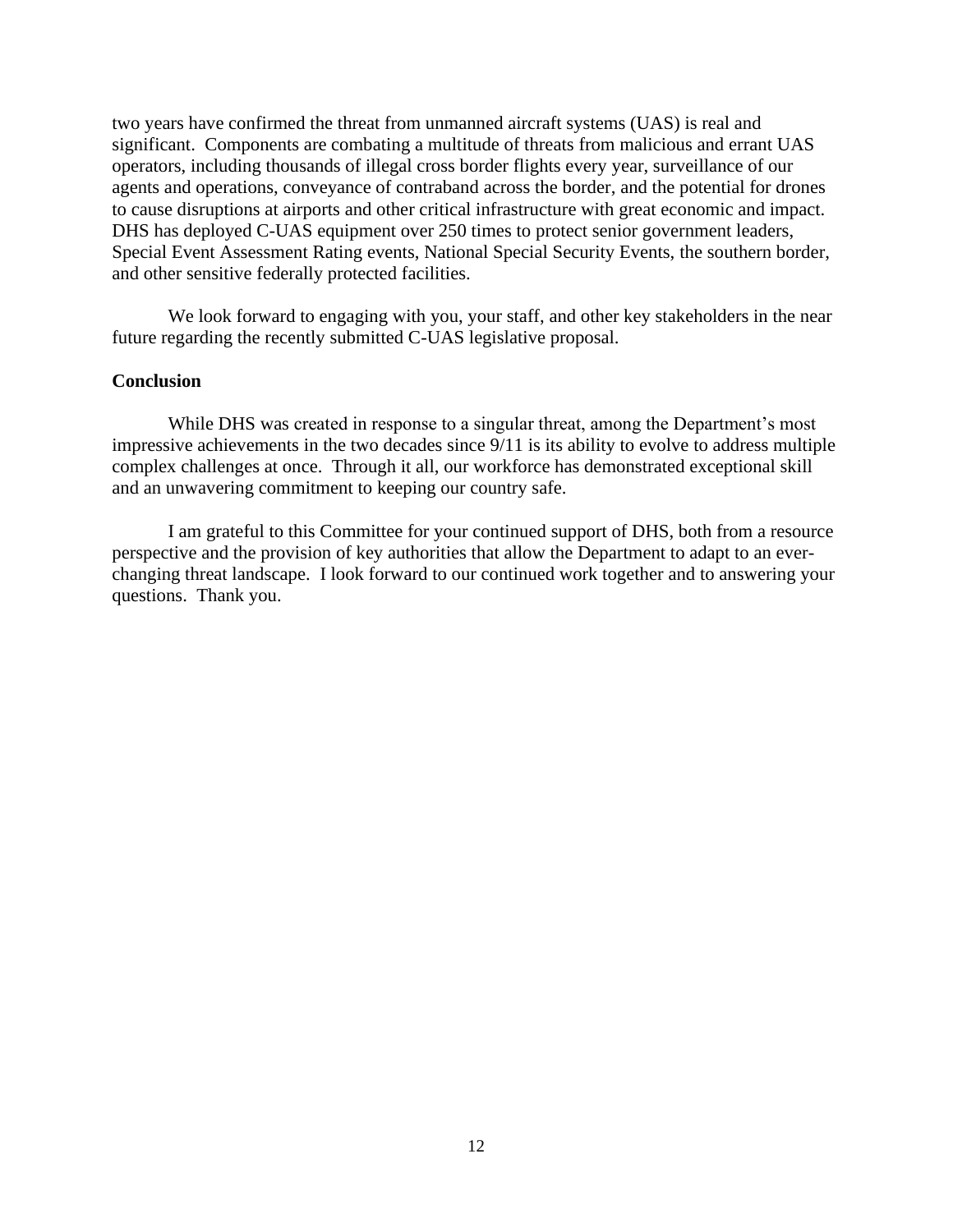two years have confirmed the threat from unmanned aircraft systems (UAS) is real and significant. Components are combating a multitude of threats from malicious and errant UAS operators, including thousands of illegal cross border flights every year, surveillance of our agents and operations, conveyance of contraband across the border, and the potential for drones to cause disruptions at airports and other critical infrastructure with great economic and impact. DHS has deployed C-UAS equipment over 250 times to protect senior government leaders, Special Event Assessment Rating events, National Special Security Events, the southern border, and other sensitive federally protected facilities.

We look forward to engaging with you, your staff, and other key stakeholders in the near future regarding the recently submitted C-UAS legislative proposal.

**Conclusion**

While DHS was created in response to a singular threat, among the Department's most impressive achievements in the two decades since 9/11 is its ability to evolve to address multiple complex challenges at once. Through it all, our workforce has demonstrated exceptional skill and an unwavering commitment to keeping our country safe.

I am grateful to this Committee for your continued support of DHS, both from a resource perspective and the provision of key authorities that allow the Department to adapt to an ever-changing threat landscape. I look forward to our continued work together and to answering your questions. Thank you.